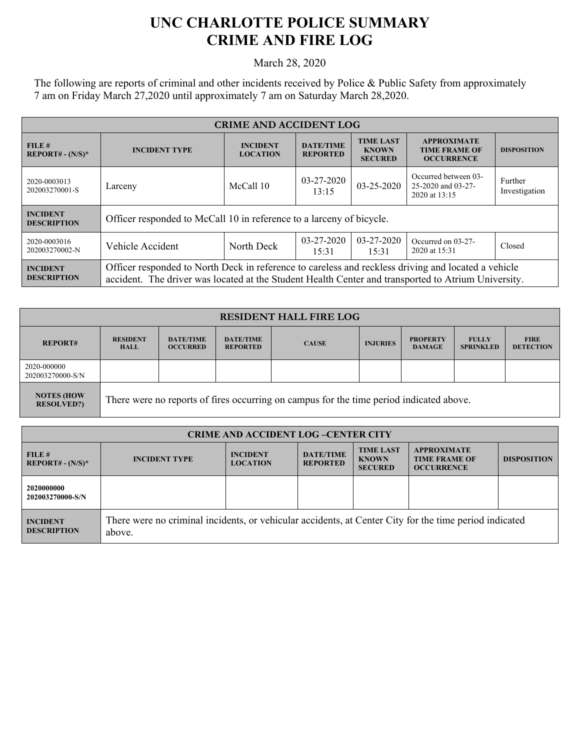# UNC CHARLOTTE POLICE SUMMARY
# CRIME AND FIRE LOG

March 28, 2020

The following are reports of criminal and other incidents received by Police & Public Safety from approximately 7 am on Friday March 27,2020 until approximately 7 am on Saturday March 28,2020.

| CRIME AND ACCIDENT LOG | | | | | | |
|---|---|---|---|---|---|---|
| **FILE # REPORT# - (N/S)*** | **INCIDENT TYPE** | **INCIDENT LOCATION** | **DATE/TIME REPORTED** | **TIME LAST KNOWN SECURED** | **APPROXIMATE TIME FRAME OF OCCURRENCE** | **DISPOSITION** |
| 2020-0003013 202003270001-S | Larceny | McCall 10 | 03-27-2020 13:15 | 03-25-2020 | Occurred between 03-25-2020 and 03-27-2020 at 13:15 | Further Investigation |
| **INCIDENT DESCRIPTION** | Officer responded to McCall 10 in reference to a larceny of bicycle. | | | | | |
| 2020-0003016 202003270002-N | Vehicle Accident | North Deck | 03-27-2020 15:31 | 03-27-2020 15:31 | Occurred on 03-27-2020 at 15:31 | Closed |
| **INCIDENT DESCRIPTION** | Officer responded to North Deck in reference to careless and reckless driving and located a vehicle accident. The driver was located at the Student Health Center and transported to Atrium University. | | | | | |

| RESIDENT HALL FIRE LOG | | | | | | | | |
|---|---|---|---|---|---|---|---|---|
| **REPORT#** | **RESIDENT HALL** | **DATE/TIME OCCURRED** | **DATE/TIME REPORTED** | **CAUSE** | **INJURIES** | **PROPERTY DAMAGE** | **FULLY SPRINKLED** | **FIRE DETECTION** |
| 2020-000000 202003270000-S/N | | | | | | | | |
| **NOTES (HOW RESOLVED?)** | There were no reports of fires occurring on campus for the time period indicated above. | | | | | | | |

| CRIME AND ACCIDENT LOG –CENTER CITY | | | | | | |
|---|---|---|---|---|---|---|
| **FILE # REPORT# - (N/S)*** | **INCIDENT TYPE** | **INCIDENT LOCATION** | **DATE/TIME REPORTED** | **TIME LAST KNOWN SECURED** | **APPROXIMATE TIME FRAME OF OCCURRENCE** | **DISPOSITION** |
| **2020000000 202003270000-S/N** | | | | | | |
| **INCIDENT DESCRIPTION** | There were no criminal incidents, or vehicular accidents, at Center City for the time period indicated above. | | | | | |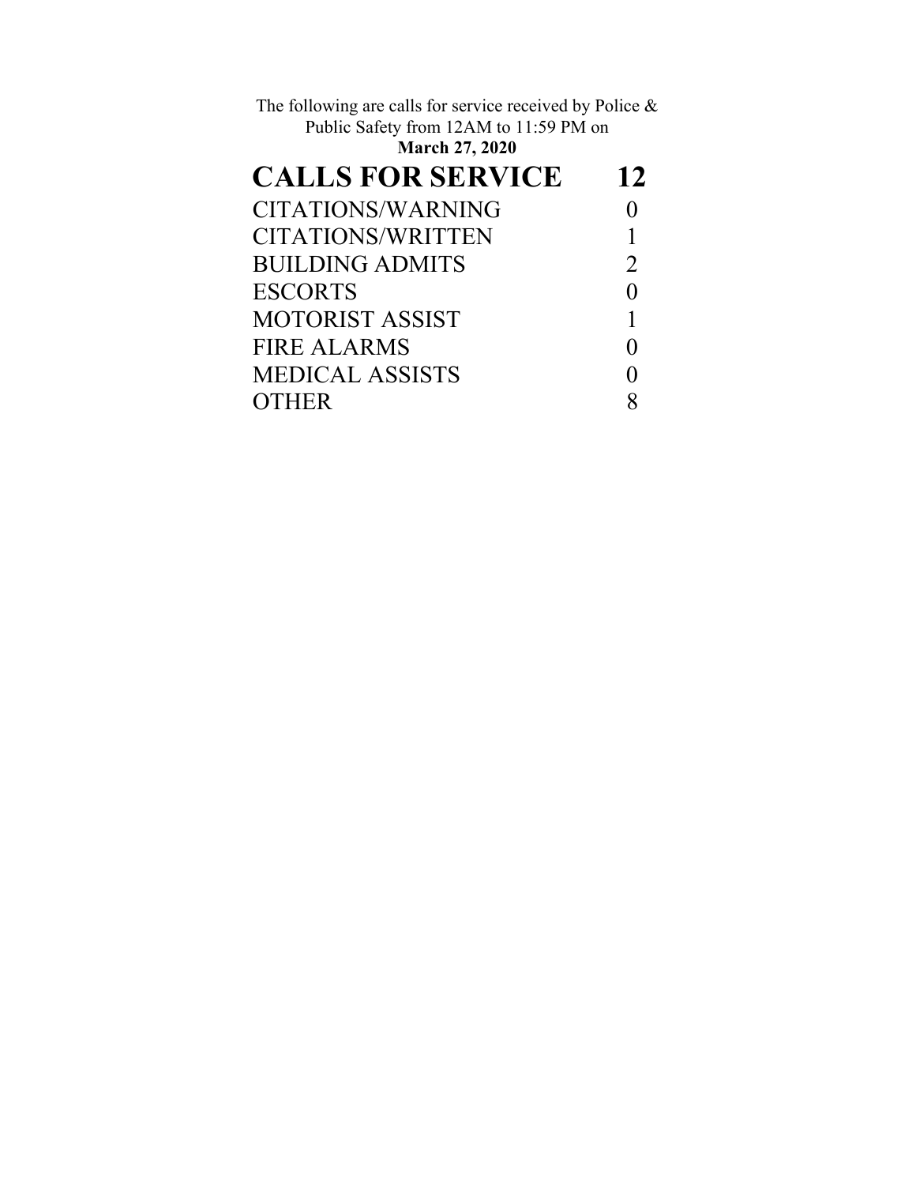The following are calls for service received by Police & Public Safety from 12AM to 11:59 PM on

**March 27, 2020**

| | |
|---|---|
| **CALLS FOR SERVICE** | **12** |
| CITATIONS/WARNING | 0 |
| CITATIONS/WRITTEN | 1 |
| BUILDING ADMITS | 2 |
| ESCORTS | 0 |
| MOTORIST ASSIST | 1 |
| FIRE ALARMS | 0 |
| MEDICAL ASSISTS | 0 |
| OTHER | 8 |